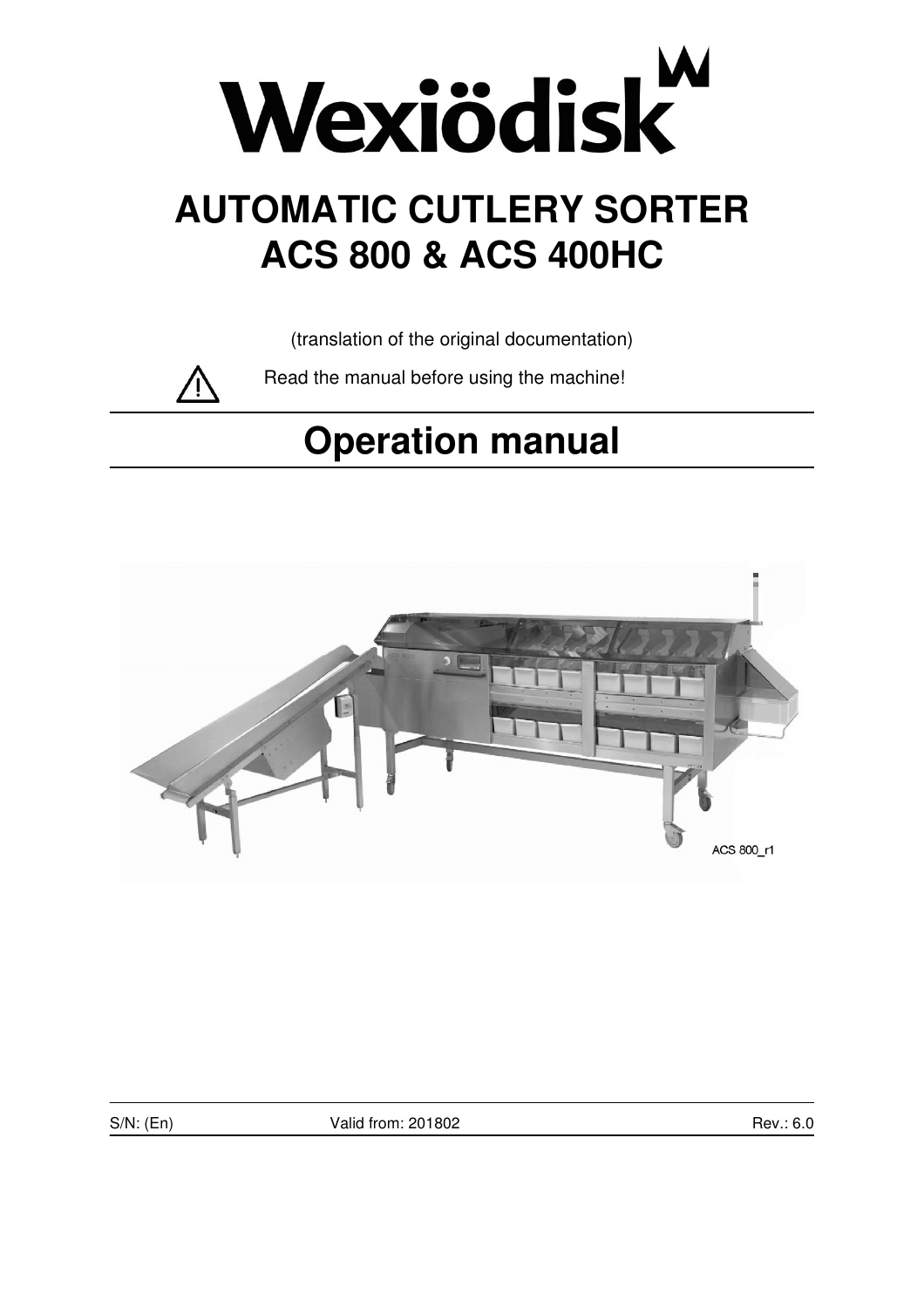# Wexiödisk

# AUTOMATIC CUTLERY SORTER ACS 800 & ACS 400HC

(translation of the original documentation)

⚠ Read the manual before using the machine!

## Operation manual

ACS 800_r1

S/N: (En) Valid from: 201802 Rev.: 6.0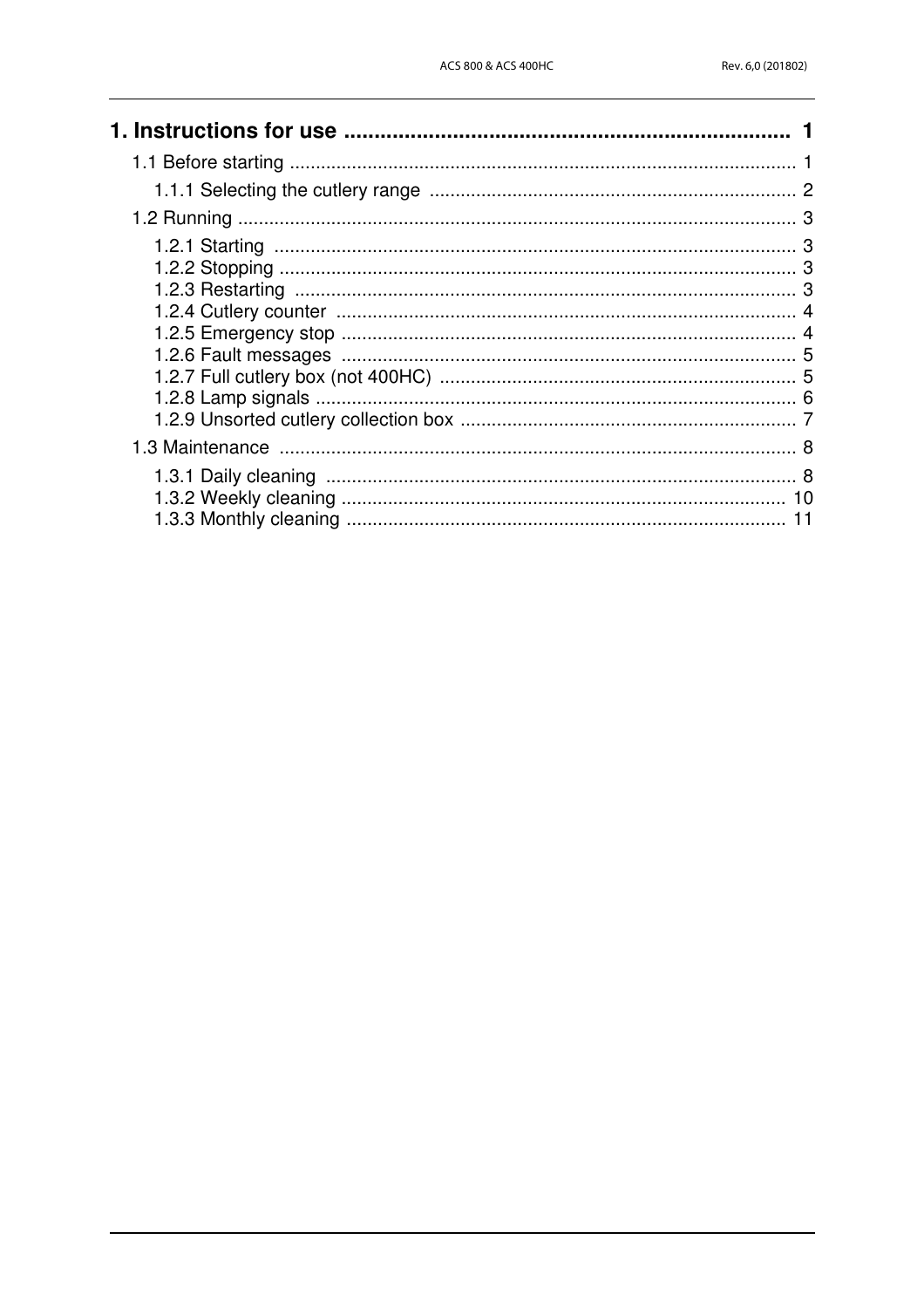**1. Instructions for use .......................................................................... 1**

- 1.1 Before starting ................................................................................................. 1
  - 1.1.1 Selecting the cutlery range ...................................................................... 2
- 1.2 Running .......................................................................................................... 3
  - 1.2.1 Starting .................................................................................................... 3
  - 1.2.2 Stopping .................................................................................................. 3
  - 1.2.3 Restarting ................................................................................................ 3
  - 1.2.4 Cutlery counter ........................................................................................ 4
  - 1.2.5 Emergency stop ....................................................................................... 4
  - 1.2.6 Fault messages ....................................................................................... 5
  - 1.2.7 Full cutlery box (not 400HC) .................................................................... 5
  - 1.2.8 Lamp signals ............................................................................................ 6
  - 1.2.9 Unsorted cutlery collection box ................................................................. 7
- 1.3 Maintenance ................................................................................................... 8
  - 1.3.1 Daily cleaning .......................................................................................... 8
  - 1.3.2 Weekly cleaning ..................................................................................... 10
  - 1.3.3 Monthly cleaning .................................................................................... 11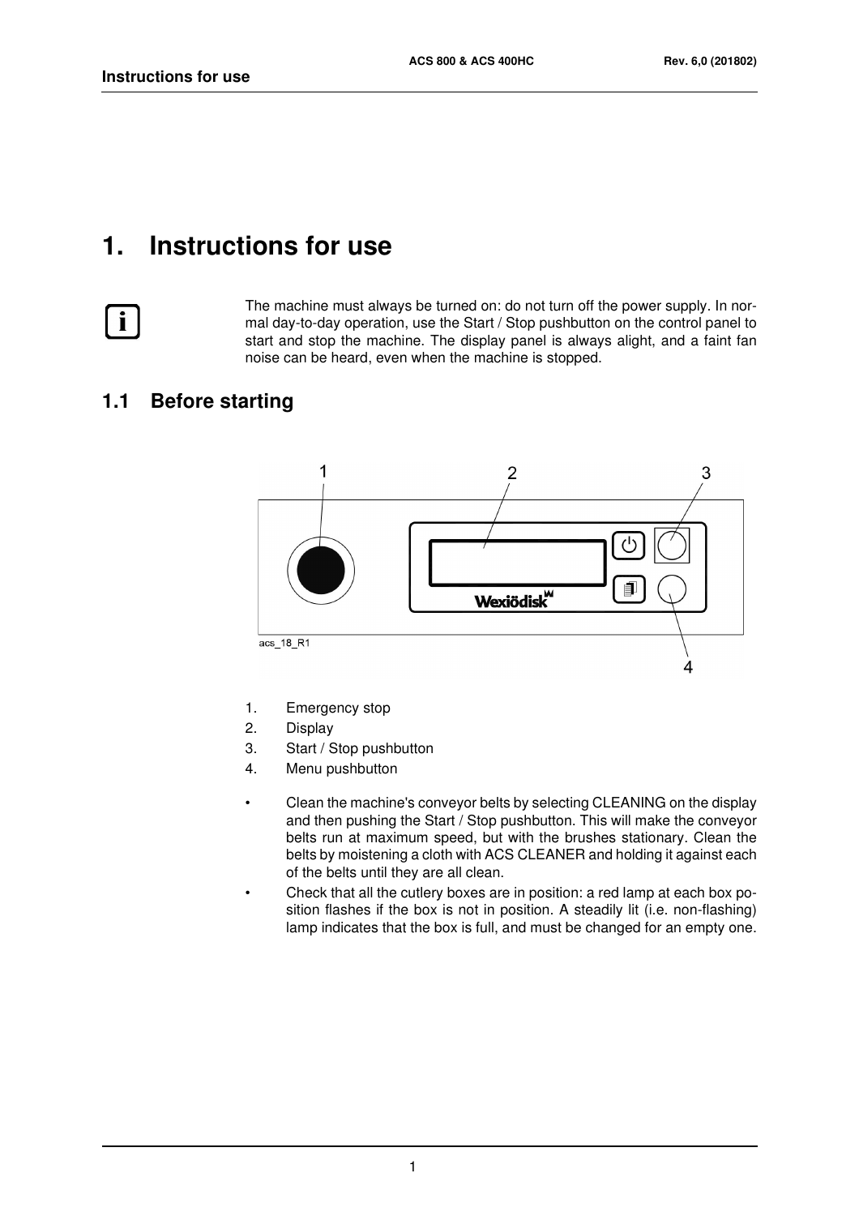# 1. Instructions for use

The machine must always be turned on: do not turn off the power supply. In normal day-to-day operation, use the Start / Stop pushbutton on the control panel to start and stop the machine. The display panel is always alight, and a faint fan noise can be heard, even when the machine is stopped.

## 1.1 Before starting

1. Emergency stop
2. Display
3. Start / Stop pushbutton
4. Menu pushbutton

- Clean the machine's conveyor belts by selecting CLEANING on the display and then pushing the Start / Stop pushbutton. This will make the conveyor belts run at maximum speed, but with the brushes stationary. Clean the belts by moistening a cloth with ACS CLEANER and holding it against each of the belts until they are all clean.
- Check that all the cutlery boxes are in position: a red lamp at each box position flashes if the box is not in position. A steadily lit (i.e. non-flashing) lamp indicates that the box is full, and must be changed for an empty one.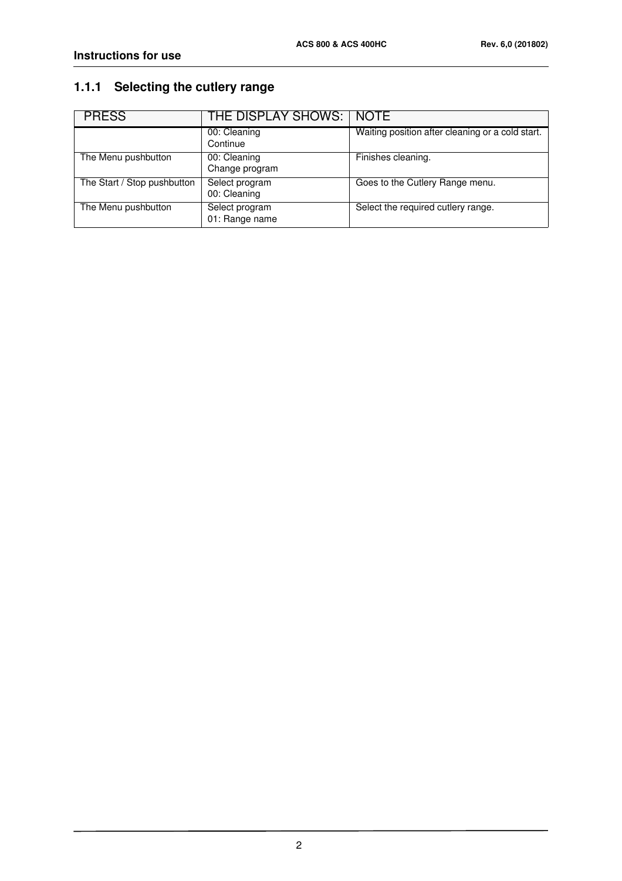### 1.1.1 Selecting the cutlery range

| PRESS | THE DISPLAY SHOWS: | NOTE |
|---|---|---|
| | 00: Cleaning<br>Continue | Waiting position after cleaning or a cold start. |
| The Menu pushbutton | 00: Cleaning<br>Change program | Finishes cleaning. |
| The Start / Stop pushbutton | Select program<br>00: Cleaning | Goes to the Cutlery Range menu. |
| The Menu pushbutton | Select program<br>01: Range name | Select the required cutlery range. |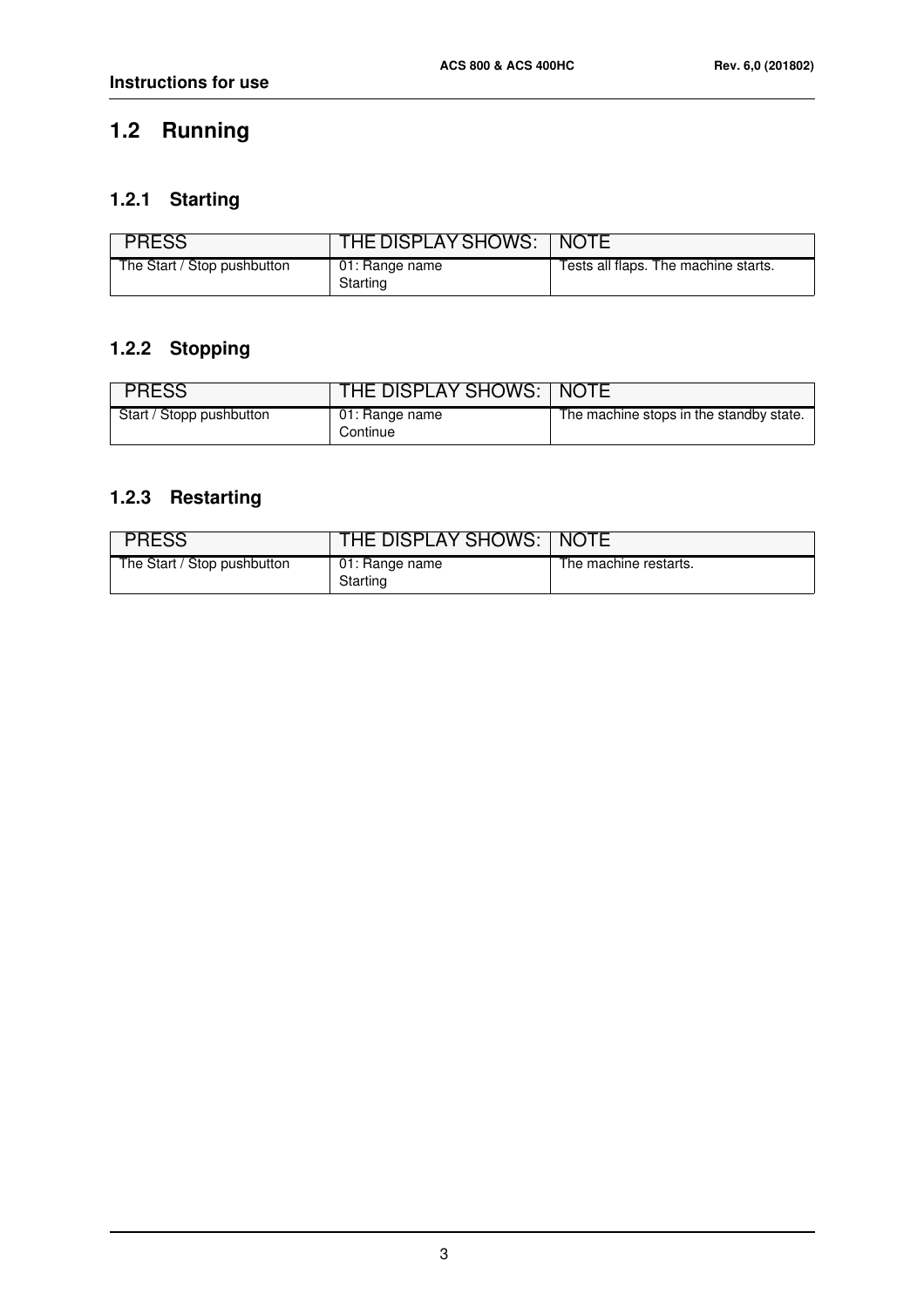## 1.2 Running

### 1.2.1 Starting

| PRESS | THE DISPLAY SHOWS: | NOTE |
| --- | --- | --- |
| The Start / Stop pushbutton | 01: Range name<br>Starting | Tests all flaps. The machine starts. |

### 1.2.2 Stopping

| PRESS | THE DISPLAY SHOWS: | NOTE |
| --- | --- | --- |
| Start / Stopp pushbutton | 01: Range name<br>Continue | The machine stops in the standby state. |

### 1.2.3 Restarting

| PRESS | THE DISPLAY SHOWS: | NOTE |
| --- | --- | --- |
| The Start / Stop pushbutton | 01: Range name<br>Starting | The machine restarts. |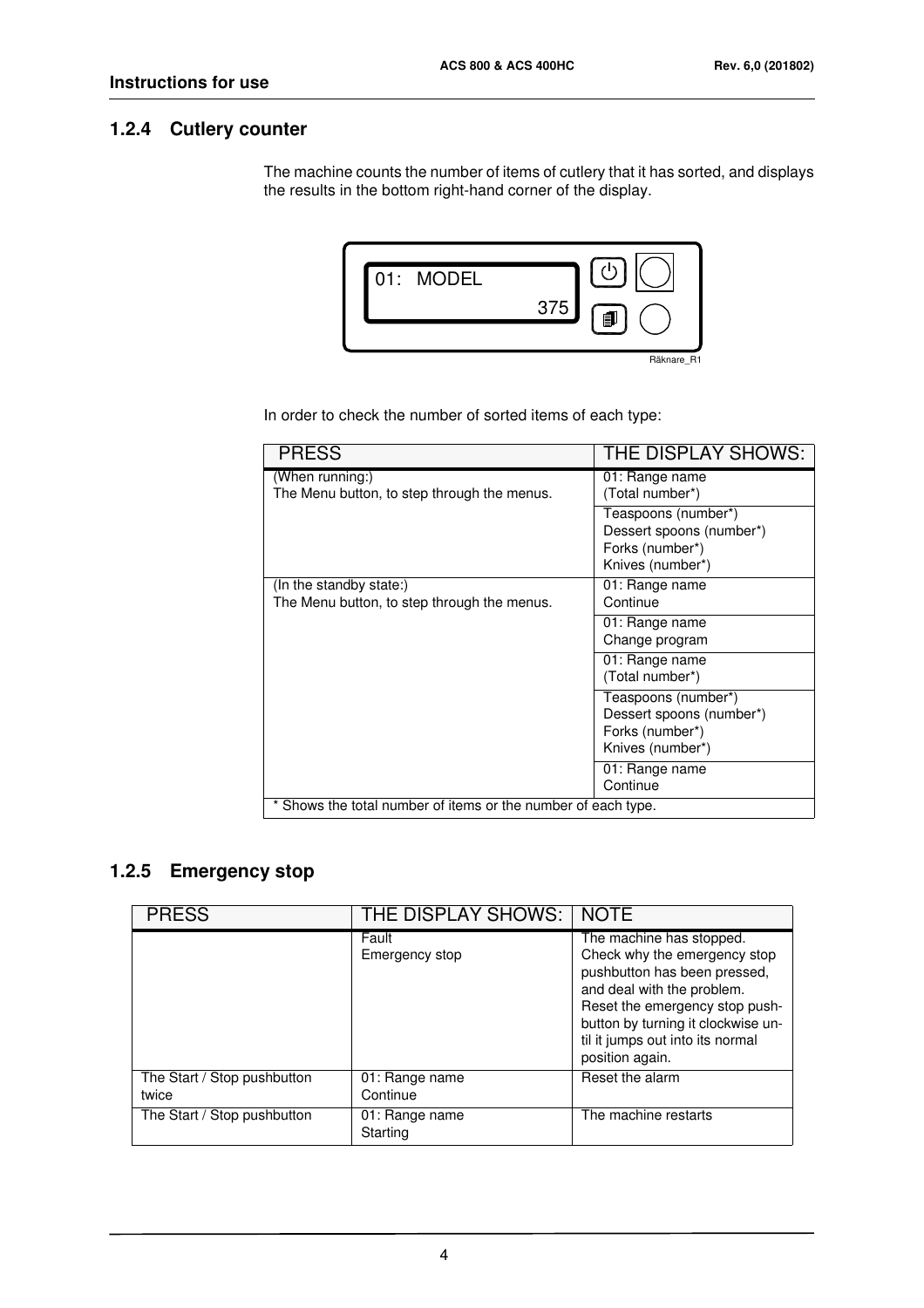### 1.2.4 Cutlery counter

The machine counts the number of items of cutlery that it has sorted, and displays the results in the bottom right-hand corner of the display.

```
01:   MODEL
              375
```

Räknare_R1

In order to check the number of sorted items of each type:

| PRESS | THE DISPLAY SHOWS: |
|---|---|
| (When running:)<br>The Menu button, to step through the menus. | 01: Range name<br>(Total number*) |
| | Teaspoons (number*)<br>Dessert spoons (number*)<br>Forks (number*)<br>Knives (number*) |
| (In the standby state:)<br>The Menu button, to step through the menus. | 01: Range name<br>Continue |
| | 01: Range name<br>Change program |
| | 01: Range name<br>(Total number*) |
| | Teaspoons (number*)<br>Dessert spoons (number*)<br>Forks (number*)<br>Knives (number*) |
| | 01: Range name<br>Continue |
| * Shows the total number of items or the number of each type. | |

### 1.2.5 Emergency stop

| PRESS | THE DISPLAY SHOWS: | NOTE |
|---|---|---|
| | Fault<br>Emergency stop | The machine has stopped. Check why the emergency stop pushbutton has been pressed, and deal with the problem. Reset the emergency stop push-button by turning it clockwise until it jumps out into its normal position again. |
| The Start / Stop pushbutton twice | 01: Range name<br>Continue | Reset the alarm |
| The Start / Stop pushbutton | 01: Range name<br>Starting | The machine restarts |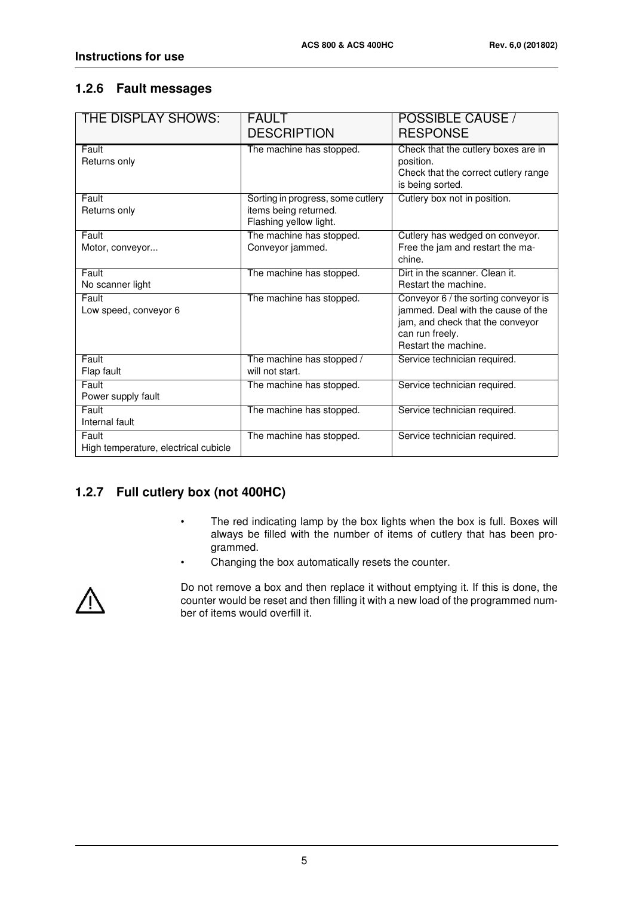### 1.2.6 Fault messages

| THE DISPLAY SHOWS: | FAULT DESCRIPTION | POSSIBLE CAUSE / RESPONSE |
|---|---|---|
| Fault<br>Returns only | The machine has stopped. | Check that the cutlery boxes are in position.<br>Check that the correct cutlery range is being sorted. |
| Fault<br>Returns only | Sorting in progress, some cutlery items being returned.<br>Flashing yellow light. | Cutlery box not in position. |
| Fault<br>Motor, conveyor... | The machine has stopped.<br>Conveyor jammed. | Cutlery has wedged on conveyor. Free the jam and restart the machine. |
| Fault<br>No scanner light | The machine has stopped. | Dirt in the scanner. Clean it.<br>Restart the machine. |
| Fault<br>Low speed, conveyor 6 | The machine has stopped. | Conveyor 6 / the sorting conveyor is jammed. Deal with the cause of the jam, and check that the conveyor can run freely.<br>Restart the machine. |
| Fault<br>Flap fault | The machine has stopped / will not start. | Service technician required. |
| Fault<br>Power supply fault | The machine has stopped. | Service technician required. |
| Fault<br>Internal fault | The machine has stopped. | Service technician required. |
| Fault<br>High temperature, electrical cubicle | The machine has stopped. | Service technician required. |

### 1.2.7 Full cutlery box (not 400HC)

- The red indicating lamp by the box lights when the box is full. Boxes will always be filled with the number of items of cutlery that has been programmed.
- Changing the box automatically resets the counter.

⚠ Do not remove a box and then replace it without emptying it. If this is done, the counter would be reset and then filling it with a new load of the programmed number of items would overfill it.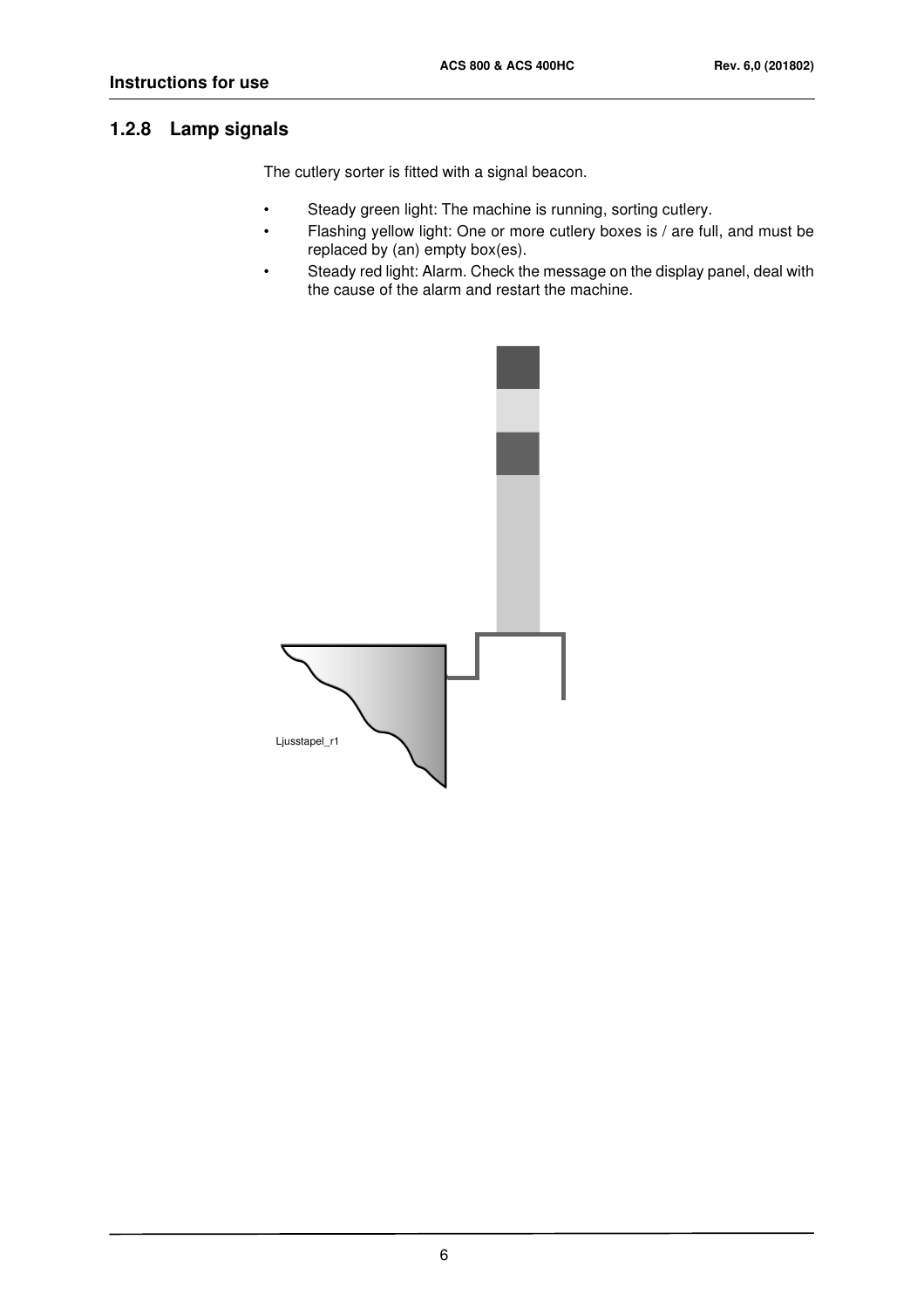## 1.2.8 Lamp signals

The cutlery sorter is fitted with a signal beacon.

- Steady green light: The machine is running, sorting cutlery.
- Flashing yellow light: One or more cutlery boxes is / are full, and must be replaced by (an) empty box(es).
- Steady red light: Alarm. Check the message on the display panel, deal with the cause of the alarm and restart the machine.

Ljusstapel_r1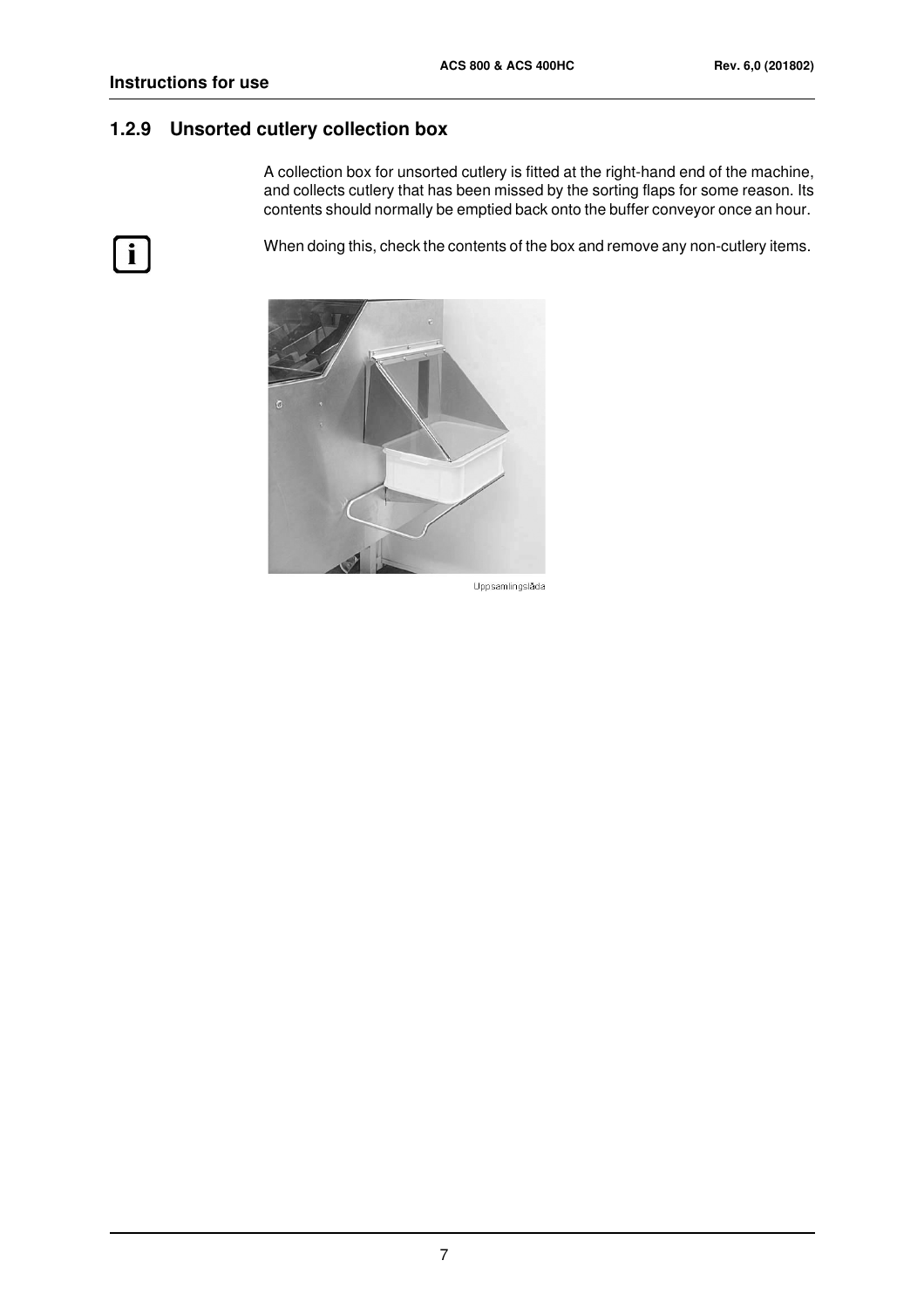## 1.2.9 Unsorted cutlery collection box

A collection box for unsorted cutlery is fitted at the right-hand end of the machine, and collects cutlery that has been missed by the sorting flaps for some reason. Its contents should normally be emptied back onto the buffer conveyor once an hour.

When doing this, check the contents of the box and remove any non-cutlery items.

Uppsamlingslåda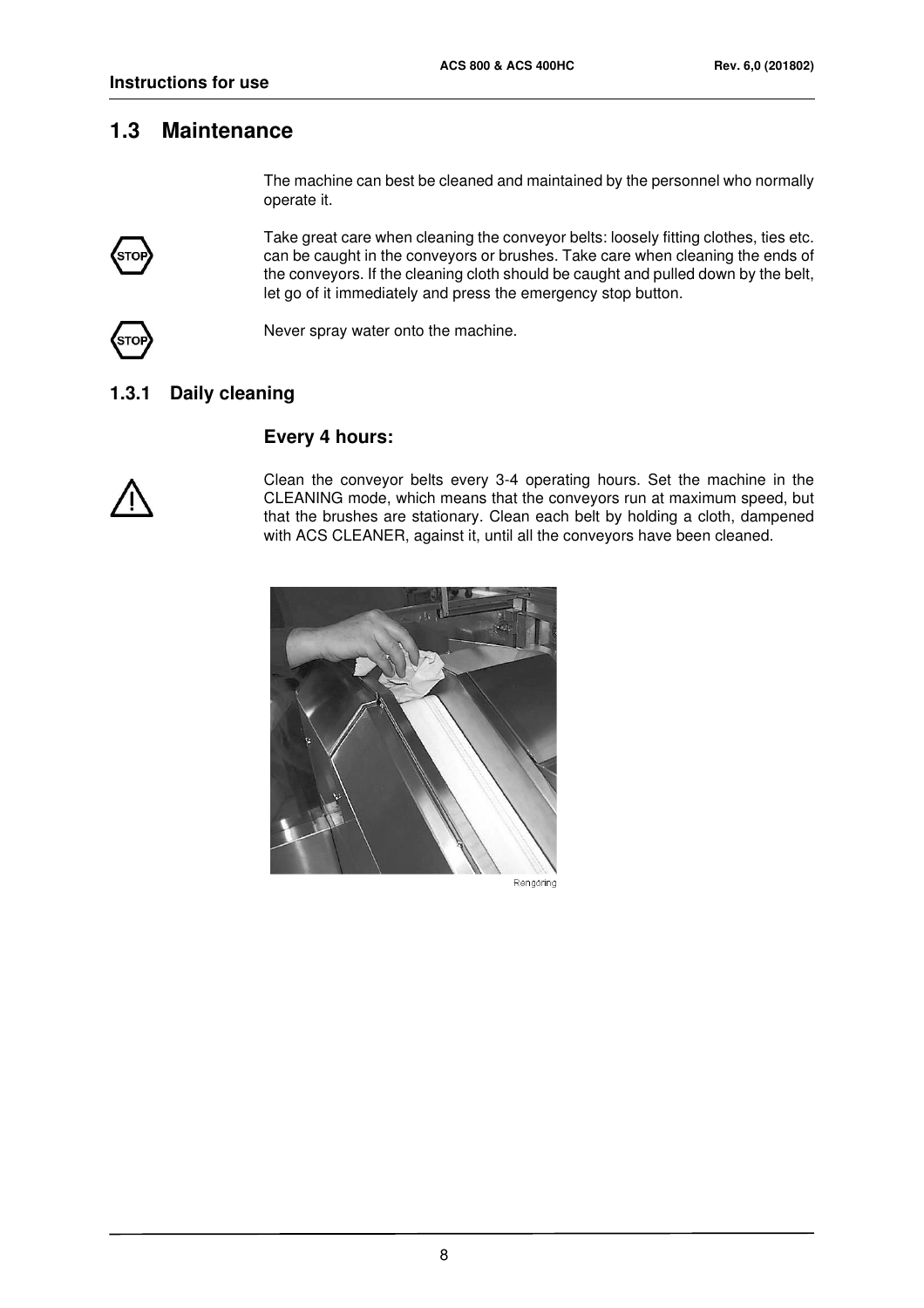## 1.3 Maintenance

The machine can best be cleaned and maintained by the personnel who normally operate it.

Take great care when cleaning the conveyor belts: loosely fitting clothes, ties etc. can be caught in the conveyors or brushes. Take care when cleaning the ends of the conveyors. If the cleaning cloth should be caught and pulled down by the belt, let go of it immediately and press the emergency stop button.

Never spray water onto the machine.

### 1.3.1 Daily cleaning

#### Every 4 hours:

Clean the conveyor belts every 3-4 operating hours. Set the machine in the CLEANING mode, which means that the conveyors run at maximum speed, but that the brushes are stationary. Clean each belt by holding a cloth, dampened with ACS CLEANER, against it, until all the conveyors have been cleaned.

Rengöring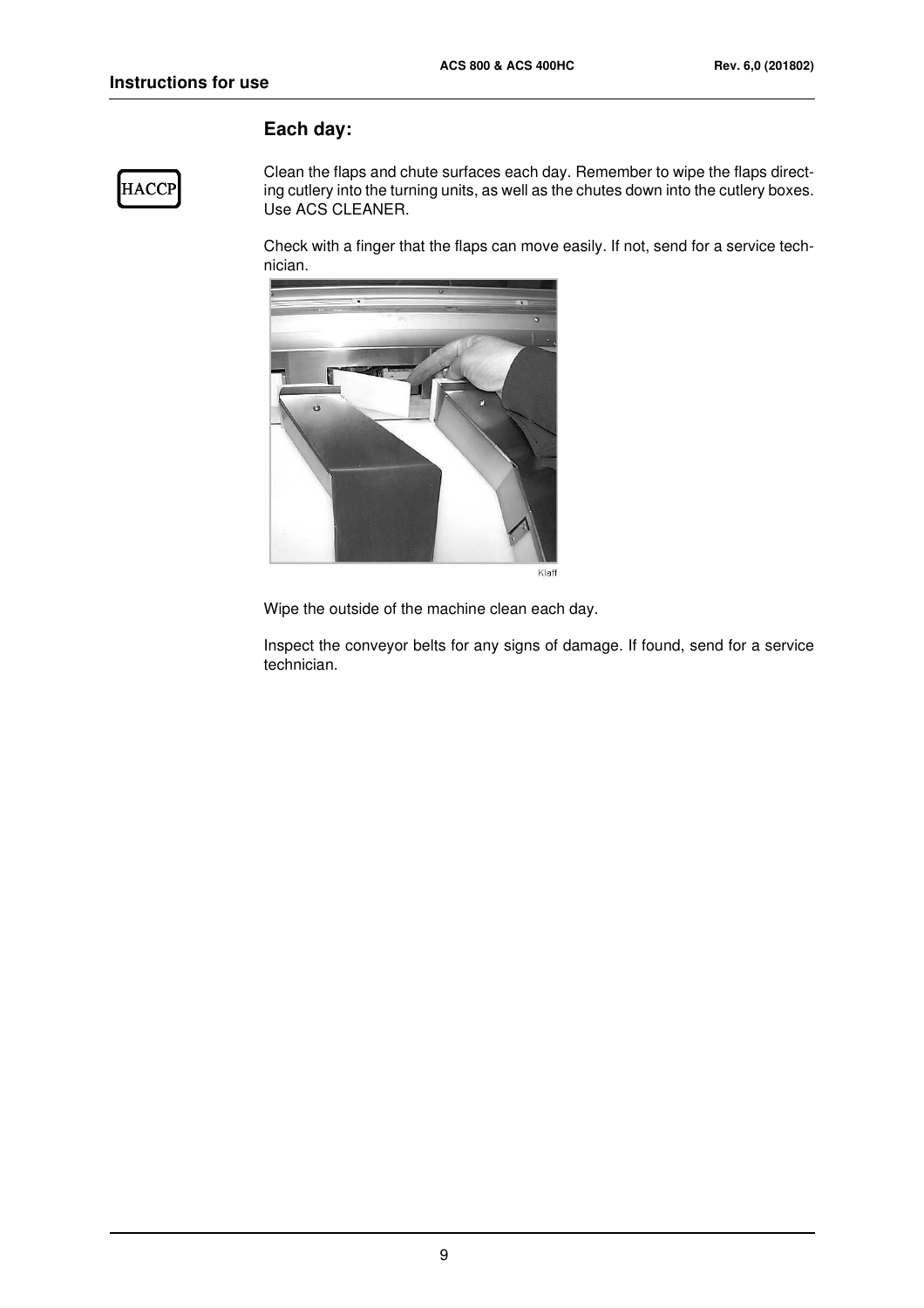## Each day:

HACCP

Clean the flaps and chute surfaces each day. Remember to wipe the flaps directing cutlery into the turning units, as well as the chutes down into the cutlery boxes. Use ACS CLEANER.

Check with a finger that the flaps can move easily. If not, send for a service technician.

Klaff

Wipe the outside of the machine clean each day.

Inspect the conveyor belts for any signs of damage. If found, send for a service technician.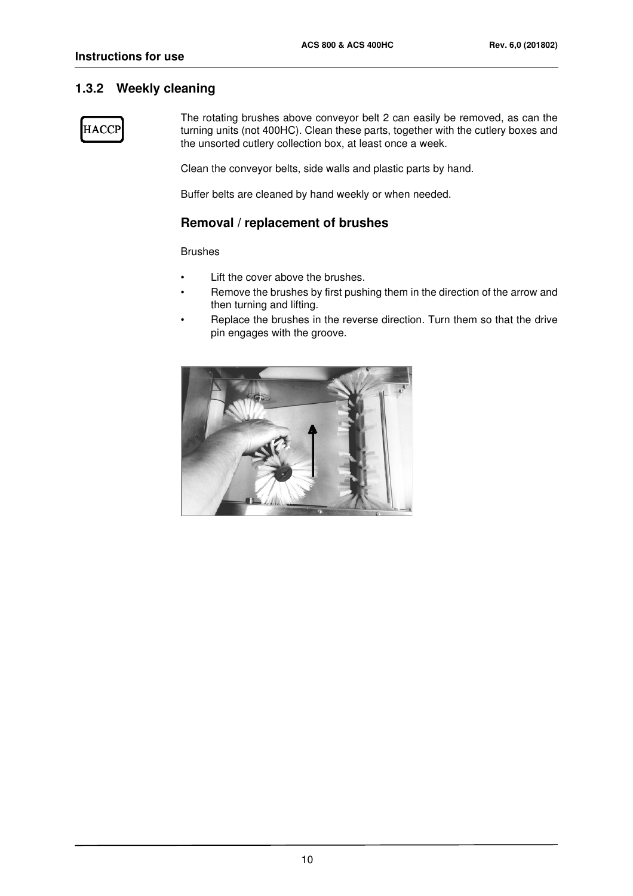## 1.3.2 Weekly cleaning

HACCP

The rotating brushes above conveyor belt 2 can easily be removed, as can the turning units (not 400HC). Clean these parts, together with the cutlery boxes and the unsorted cutlery collection box, at least once a week.

Clean the conveyor belts, side walls and plastic parts by hand.

Buffer belts are cleaned by hand weekly or when needed.

### Removal / replacement of brushes

Brushes

- Lift the cover above the brushes.
- Remove the brushes by first pushing them in the direction of the arrow and then turning and lifting.
- Replace the brushes in the reverse direction. Turn them so that the drive pin engages with the groove.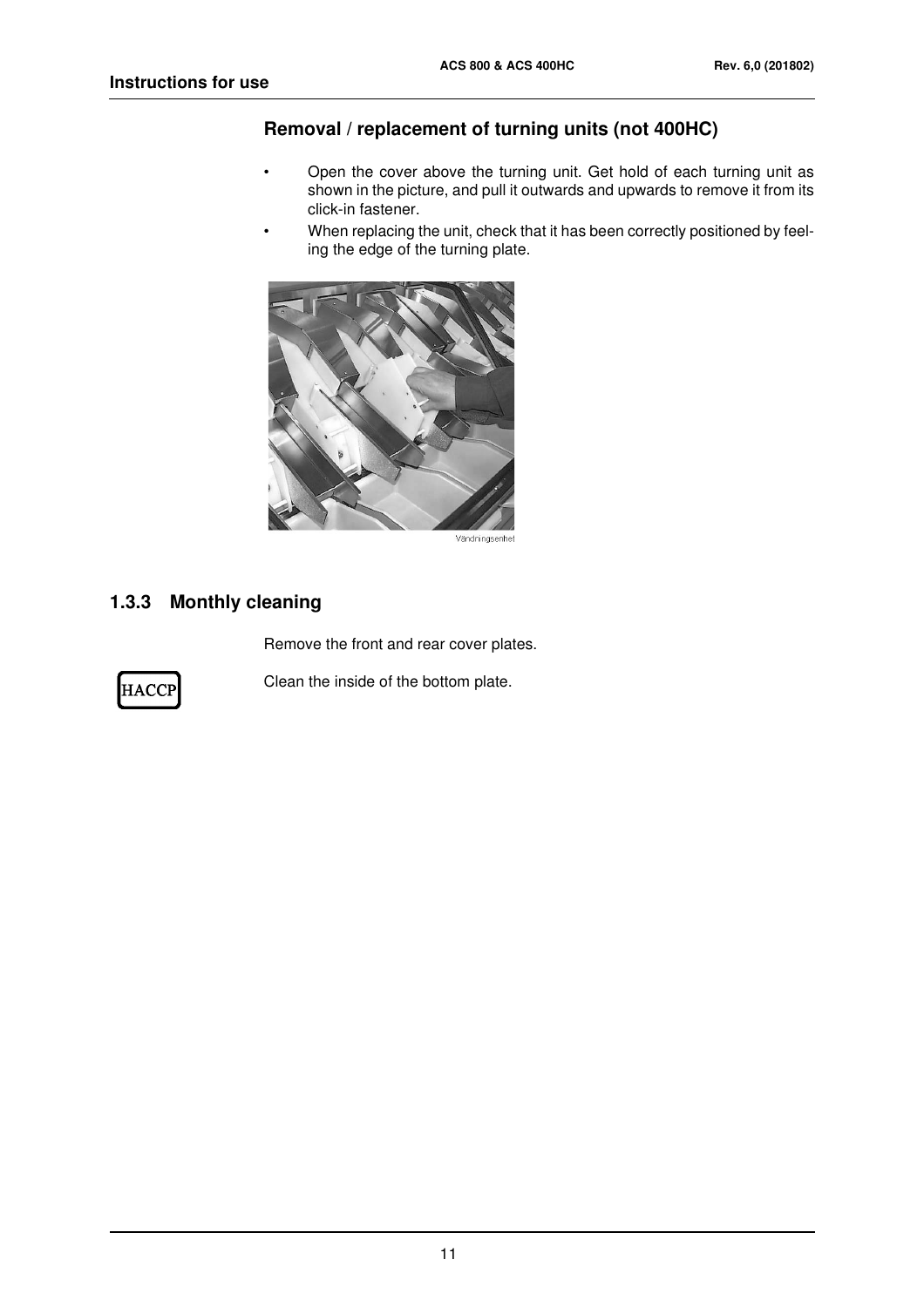## Removal / replacement of turning units (not 400HC)

- Open the cover above the turning unit. Get hold of each turning unit as shown in the picture, and pull it outwards and upwards to remove it from its click-in fastener.
- When replacing the unit, check that it has been correctly positioned by feeling the edge of the turning plate.

Vändningsenhet

### 1.3.3 Monthly cleaning

Remove the front and rear cover plates.

HACCP

Clean the inside of the bottom plate.